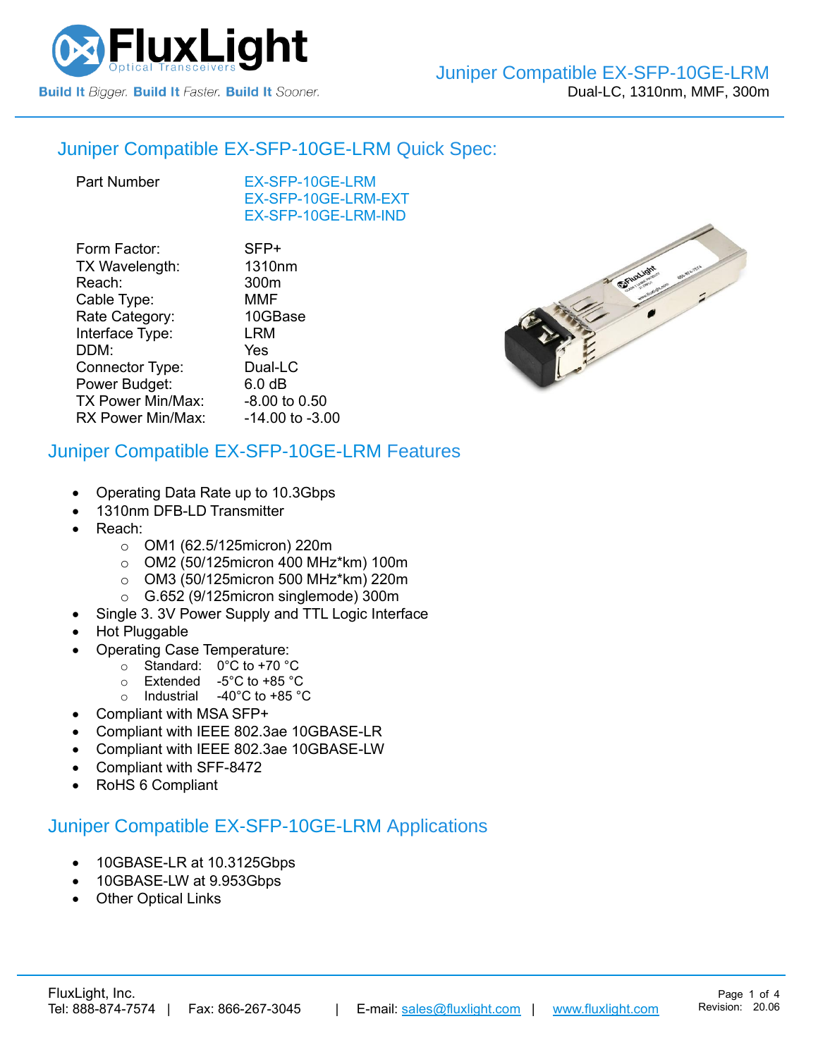# FluxLight

Optical Transceivers

Build It Bigger. Build It Faster. Build It Sooner.

Juniper Compatible EX-SFP-10GE-LRM

Dual-LC, 1310nm, MMF, 300m

## Juniper Compatible EX-SFP-10GE-LRM Quick Spec:

| | |
|---|---|
| Part Number | EX-SFP-10GE-LRM<br>EX-SFP-10GE-LRM-EXT<br>EX-SFP-10GE-LRM-IND |
| Form Factor: | SFP+ |
| TX Wavelength: | 1310nm |
| Reach: | 300m |
| Cable Type: | MMF |
| Rate Category: | 10GBase |
| Interface Type: | LRM |
| DDM: | Yes |
| Connector Type: | Dual-LC |
| Power Budget: | 6.0 dB |
| TX Power Min/Max: | -8.00 to 0.50 |
| RX Power Min/Max: | -14.00 to -3.00 |

## Juniper Compatible EX-SFP-10GE-LRM Features

- Operating Data Rate up to 10.3Gbps
- 1310nm DFB-LD Transmitter
- Reach:
  - OM1 (62.5/125micron) 220m
  - OM2 (50/125micron 400 MHz*km) 100m
  - OM3 (50/125micron 500 MHz*km) 220m
  - G.652 (9/125micron singlemode) 300m
- Single 3. 3V Power Supply and TTL Logic Interface
- Hot Pluggable
- Operating Case Temperature:
  - Standard: 0°C to +70 °C
  - Extended -5°C to +85 °C
  - Industrial -40°C to +85 °C
- Compliant with MSA SFP+
- Compliant with IEEE 802.3ae 10GBASE-LR
- Compliant with IEEE 802.3ae 10GBASE-LW
- Compliant with SFF-8472
- RoHS 6 Compliant

## Juniper Compatible EX-SFP-10GE-LRM Applications

- 10GBASE-LR at 10.3125Gbps
- 10GBASE-LW at 9.953Gbps
- Other Optical Links

FluxLight, Inc.
Tel: 888-874-7574 | Fax: 866-267-3045 | E-mail: sales@fluxlight.com | www.fluxlight.com

Revision: 20.06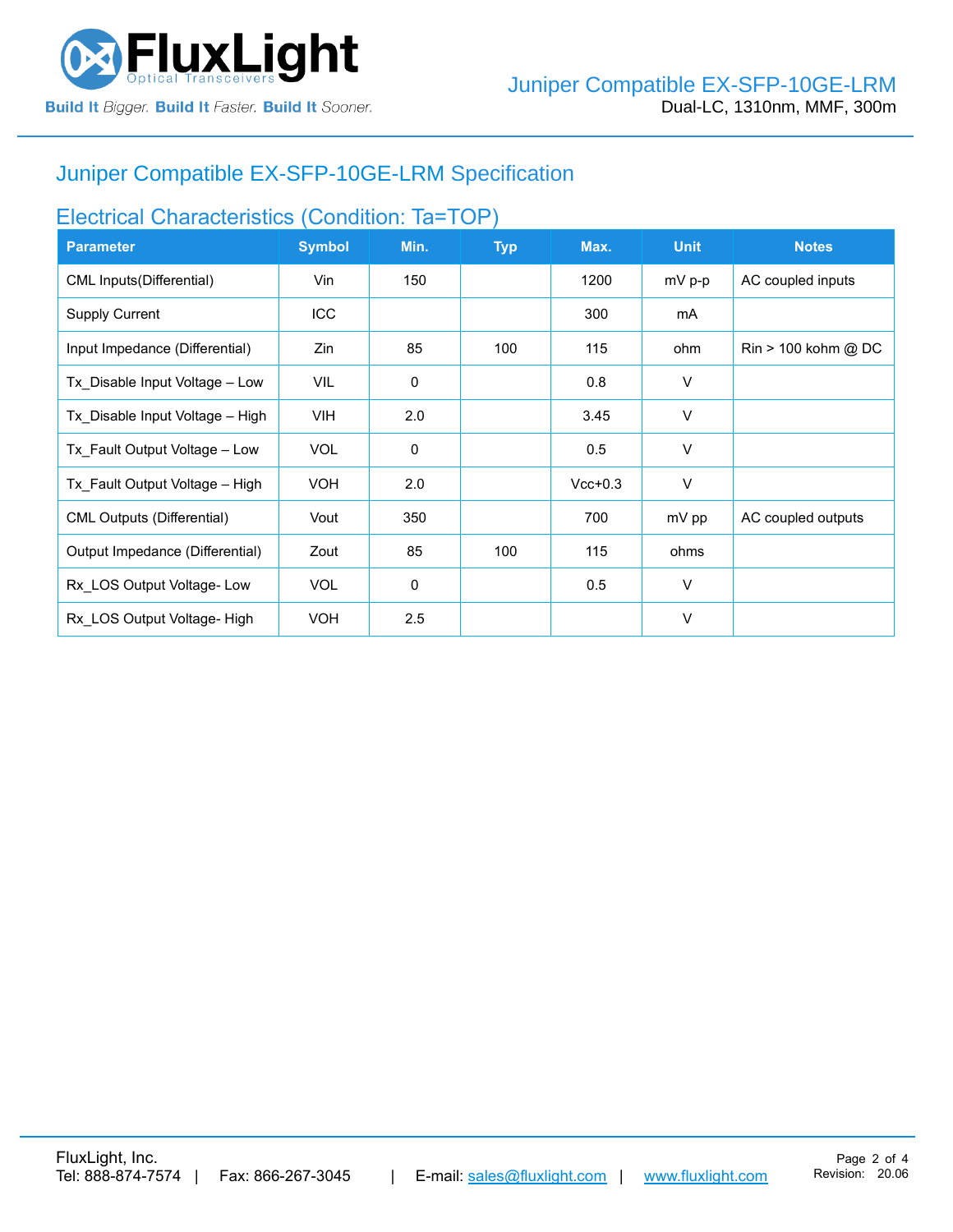## Juniper Compatible EX-SFP-10GE-LRM Specification

### Electrical Characteristics (Condition: Ta=TOP)

| Parameter | Symbol | Min. | Typ | Max. | Unit | Notes |
|---|---|---|---|---|---|---|
| CML Inputs(Differential) | Vin | 150 | | 1200 | mV p-p | AC coupled inputs |
| Supply Current | ICC | | | 300 | mA | |
| Input Impedance (Differential) | Zin | 85 | 100 | 115 | ohm | Rin > 100 kohm @ DC |
| Tx_Disable Input Voltage – Low | VIL | 0 | | 0.8 | V | |
| Tx_Disable Input Voltage – High | VIH | 2.0 | | 3.45 | V | |
| Tx_Fault Output Voltage – Low | VOL | 0 | | 0.5 | V | |
| Tx_Fault Output Voltage – High | VOH | 2.0 | | Vcc+0.3 | V | |
| CML Outputs (Differential) | Vout | 350 | | 700 | mV pp | AC coupled outputs |
| Output Impedance (Differential) | Zout | 85 | 100 | 115 | ohms | |
| Rx_LOS Output Voltage- Low | VOL | 0 | | 0.5 | V | |
| Rx_LOS Output Voltage- High | VOH | 2.5 | | | V | |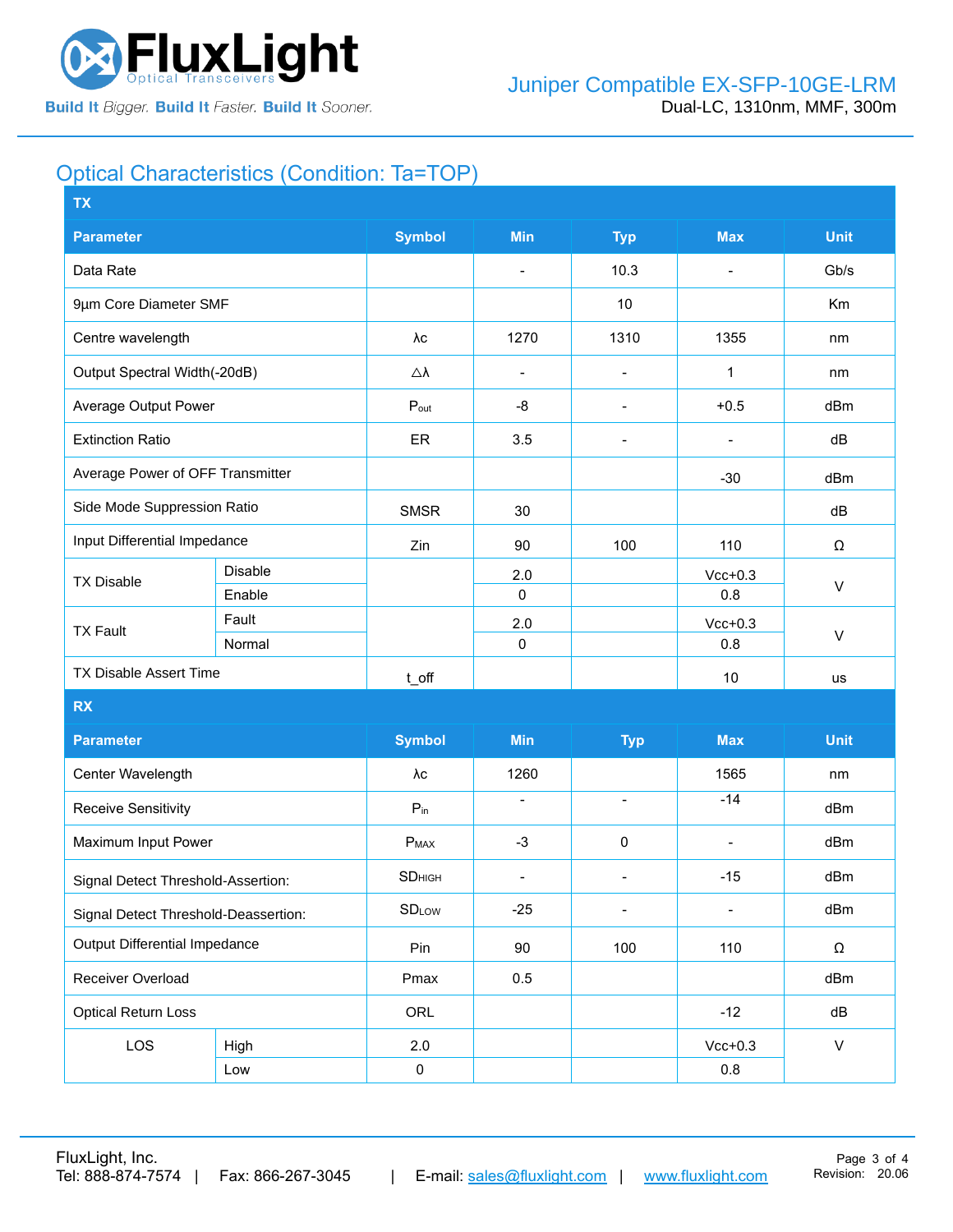## Optical Characteristics (Condition: Ta=TOP)

| TX | | | | | | |
|---|---|---|---|---|---|---|
| **Parameter** | | **Symbol** | **Min** | **Typ** | **Max** | **Unit** |
| Data Rate | | | - | 10.3 | - | Gb/s |
| 9µm Core Diameter SMF | | | | 10 | | Km |
| Centre wavelength | | λc | 1270 | 1310 | 1355 | nm |
| Output Spectral Width(-20dB) | | △λ | - | - | 1 | nm |
| Average Output Power | | $P_{out}$ | -8 | - | +0.5 | dBm |
| Extinction Ratio | | ER | 3.5 | - | - | dB |
| Average Power of OFF Transmitter | | | | | -30 | dBm |
| Side Mode Suppression Ratio | | SMSR | 30 | | | dB |
| Input Differential Impedance | | Zin | 90 | 100 | 110 | Ω |
| TX Disable | Disable | | 2.0 | | Vcc+0.3 | V |
| | Enable | | 0 | | 0.8 | |
| TX Fault | Fault | | 2.0 | | Vcc+0.3 | V |
| | Normal | | 0 | | 0.8 | |
| TX Disable Assert Time | | t_off | | | 10 | us |
| **RX** | | | | | | |
| **Parameter** | | **Symbol** | **Min** | **Typ** | **Max** | **Unit** |
| Center Wavelength | | λc | 1260 | | 1565 | nm |
| Receive Sensitivity | | $P_{in}$ | - | - | -14 | dBm |
| Maximum Input Power | | $P_{MAX}$ | -3 | 0 | - | dBm |
| Signal Detect Threshold-Assertion: | | $SD_{HIGH}$ | - | - | -15 | dBm |
| Signal Detect Threshold-Deassertion: | | $SD_{LOW}$ | -25 | - | - | dBm |
| Output Differential Impedance | | Pin | 90 | 100 | 110 | Ω |
| Receiver Overload | | Pmax | 0.5 | | | dBm |
| Optical Return Loss | | ORL | | | -12 | dB |
| LOS | High | 2.0 | | | Vcc+0.3 | V |
| | Low | 0 | | | 0.8 | |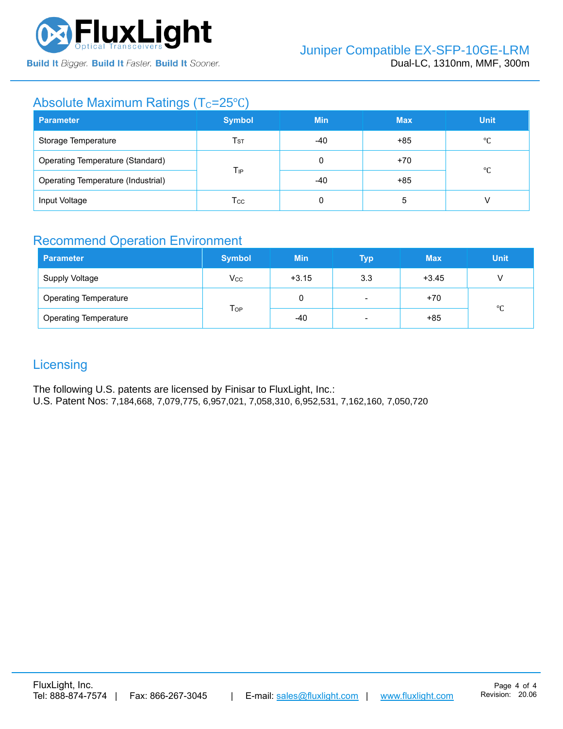## Absolute Maximum Ratings ($T_C$=25℃)

| Parameter | Symbol | Min | Max | Unit |
|---|---|---|---|---|
| Storage Temperature | $T_{ST}$ | -40 | +85 | ℃ |
| Operating Temperature (Standard) | $T_{IP}$ | 0 | +70 | ℃ |
| Operating Temperature (Industrial) | | -40 | +85 | |
| Input Voltage | $T_{CC}$ | 0 | 5 | V |

## Recommend Operation Environment

| Parameter | Symbol | Min | Typ | Max | Unit |
|---|---|---|---|---|---|
| Supply Voltage | $V_{CC}$ | +3.15 | 3.3 | +3.45 | V |
| Operating Temperature | $T_{OP}$ | 0 | - | +70 | ℃ |
| Operating Temperature | | -40 | - | +85 | |

## Licensing

The following U.S. patents are licensed by Finisar to FluxLight, Inc.:
U.S. Patent Nos: 7,184,668, 7,079,775, 6,957,021, 7,058,310, 6,952,531, 7,162,160, 7,050,720